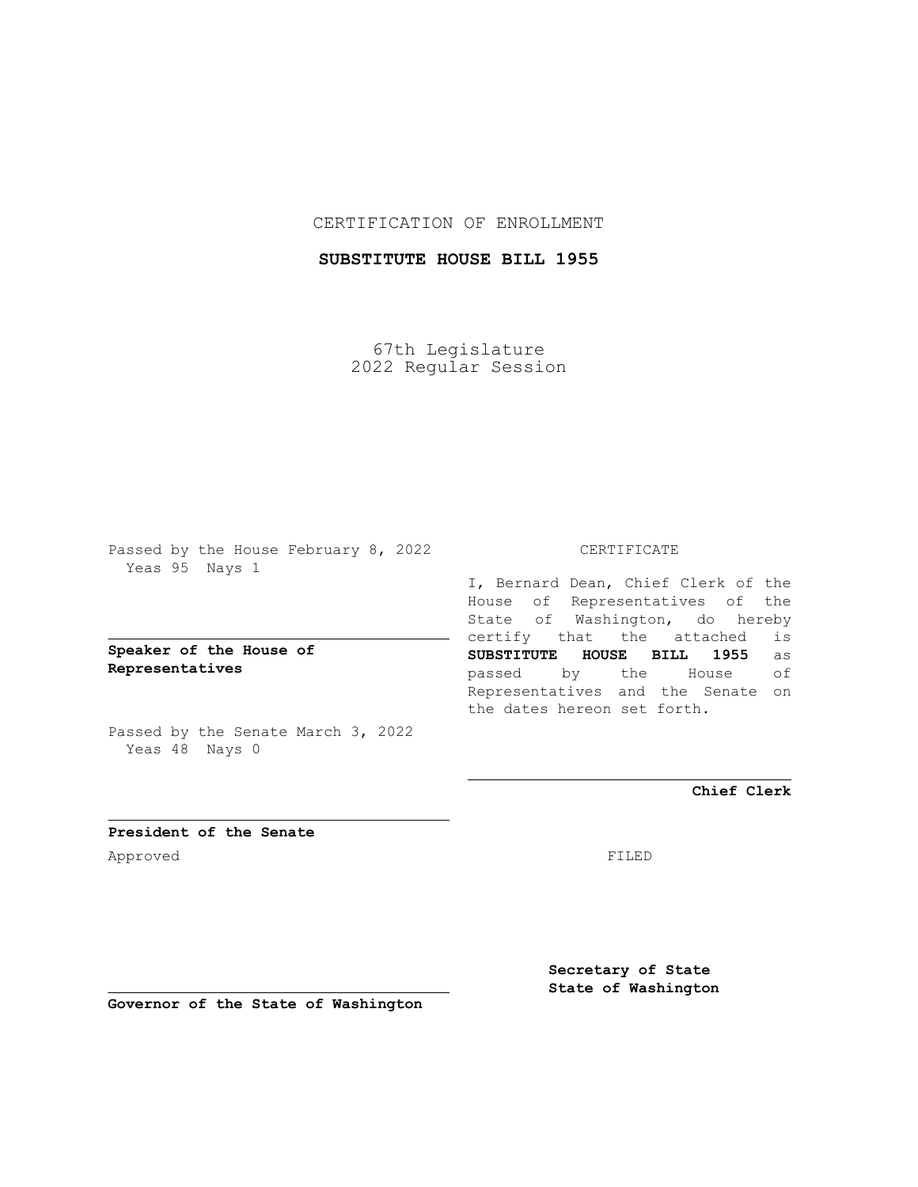CERTIFICATION OF ENROLLMENT

**SUBSTITUTE HOUSE BILL 1955**

67th Legislature
2022 Regular Session

Passed by the House February 8, 2022
Yeas 95 Nays 1

**Speaker of the House of Representatives**

Passed by the Senate March 3, 2022
Yeas 48 Nays 0

**President of the Senate**

Approved

**Governor of the State of Washington**

CERTIFICATE

I, Bernard Dean, Chief Clerk of the House of Representatives of the State of Washington, do hereby certify that the attached is **SUBSTITUTE HOUSE BILL 1955** as passed by the House of Representatives and the Senate on the dates hereon set forth.

**Chief Clerk**

FILED

**Secretary of State**
**State of Washington**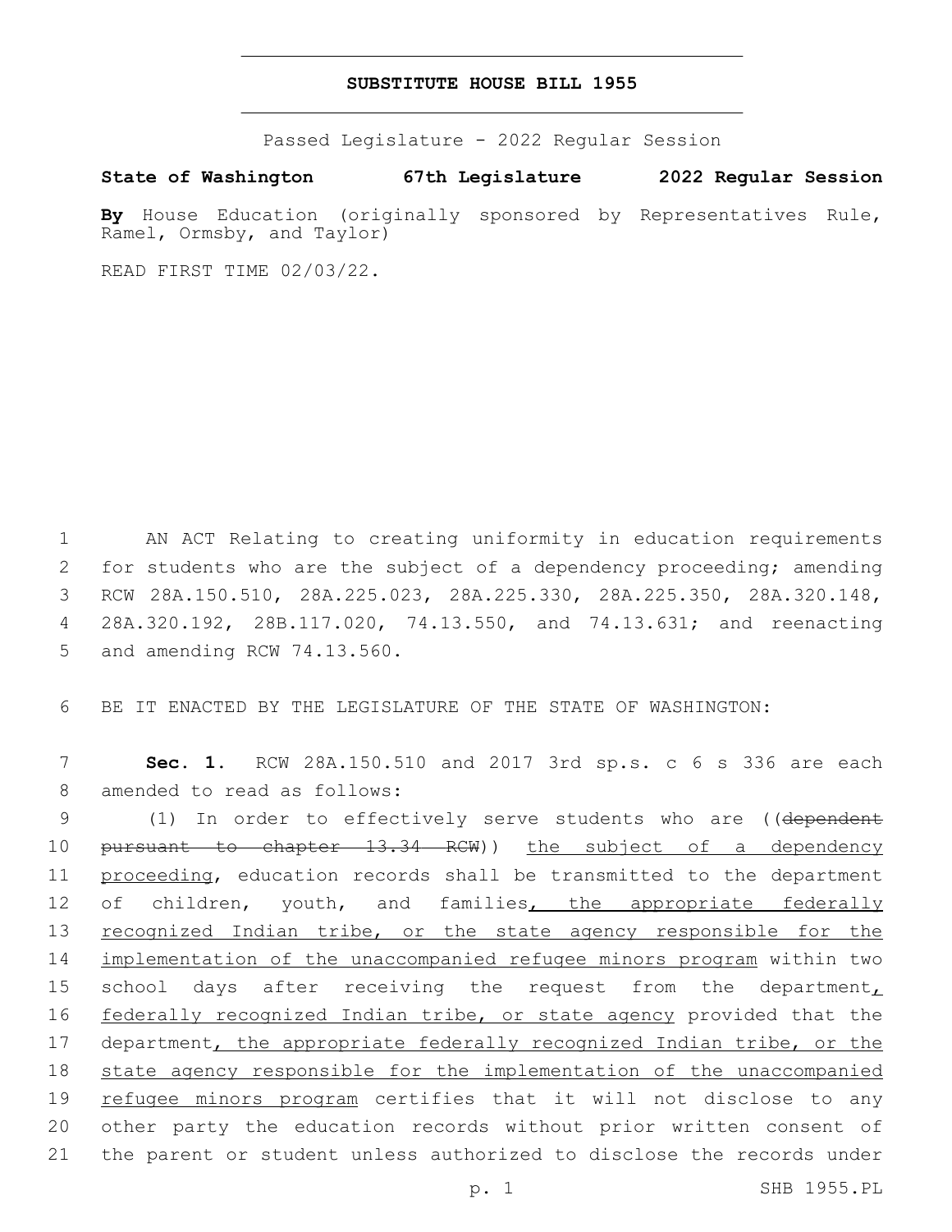**SUBSTITUTE HOUSE BILL 1955**

Passed Legislature - 2022 Regular Session

**State of Washington 67th Legislature 2022 Regular Session**

**By** House Education (originally sponsored by Representatives Rule, Ramel, Ormsby, and Taylor)

READ FIRST TIME 02/03/22.

AN ACT Relating to creating uniformity in education requirements for students who are the subject of a dependency proceeding; amending RCW 28A.150.510, 28A.225.023, 28A.225.330, 28A.225.350, 28A.320.148, 28A.320.192, 28B.117.020, 74.13.550, and 74.13.631; and reenacting and amending RCW 74.13.560.

BE IT ENACTED BY THE LEGISLATURE OF THE STATE OF WASHINGTON:

**Sec. 1.** RCW 28A.150.510 and 2017 3rd sp.s. c 6 s 336 are each amended to read as follows:

(1) In order to effectively serve students who are ((~~dependent pursuant to chapter 13.34 RCW~~)) <u>the subject of a dependency proceeding</u>, education records shall be transmitted to the department of children, youth, and families<u>, the appropriate federally recognized Indian tribe, or the state agency responsible for the implementation of the unaccompanied refugee minors program</u> within two school days after receiving the request from the department<u>, federally recognized Indian tribe, or state agency</u> provided that the department<u>, the appropriate federally recognized Indian tribe, or the state agency responsible for the implementation of the unaccompanied refugee minors program</u> certifies that it will not disclose to any other party the education records without prior written consent of the parent or student unless authorized to disclose the records under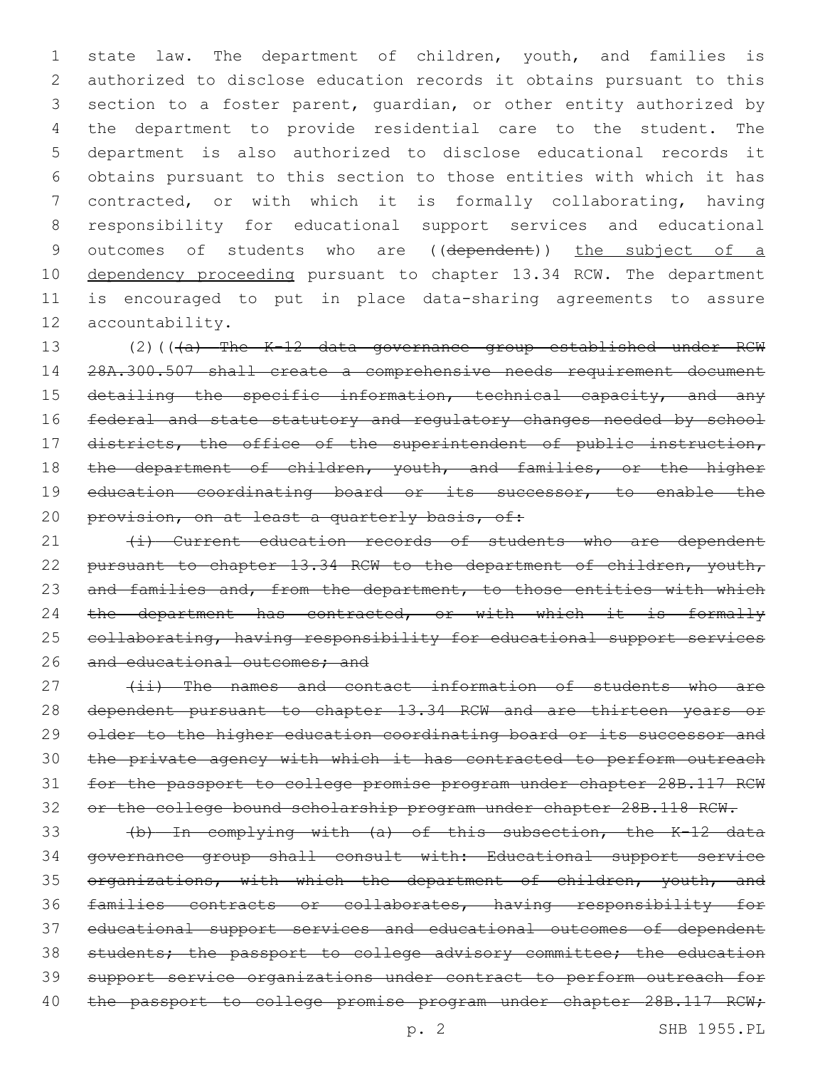state law. The department of children, youth, and families is authorized to disclose education records it obtains pursuant to this section to a foster parent, guardian, or other entity authorized by the department to provide residential care to the student. The department is also authorized to disclose educational records it obtains pursuant to this section to those entities with which it has contracted, or with which it is formally collaborating, having responsibility for educational support services and educational outcomes of students who are ((~~dependent~~)) <u>the subject of a dependency proceeding</u> pursuant to chapter 13.34 RCW. The department is encouraged to put in place data-sharing agreements to assure accountability.

(2)((~~(a) The K-12 data governance group established under RCW 28A.300.507 shall create a comprehensive needs requirement document detailing the specific information, technical capacity, and any federal and state statutory and regulatory changes needed by school districts, the office of the superintendent of public instruction, the department of children, youth, and families, or the higher education coordinating board or its successor, to enable the provision, on at least a quarterly basis, of:~~

~~(i) Current education records of students who are dependent pursuant to chapter 13.34 RCW to the department of children, youth, and families and, from the department, to those entities with which the department has contracted, or with which it is formally collaborating, having responsibility for educational support services and educational outcomes; and~~

~~(ii) The names and contact information of students who are dependent pursuant to chapter 13.34 RCW and are thirteen years or older to the higher education coordinating board or its successor and the private agency with which it has contracted to perform outreach for the passport to college promise program under chapter 28B.117 RCW or the college bound scholarship program under chapter 28B.118 RCW.~~

~~(b) In complying with (a) of this subsection, the K-12 data governance group shall consult with: Educational support service organizations, with which the department of children, youth, and families contracts or collaborates, having responsibility for educational support services and educational outcomes of dependent students; the passport to college advisory committee; the education support service organizations under contract to perform outreach for the passport to college promise program under chapter 28B.117 RCW;~~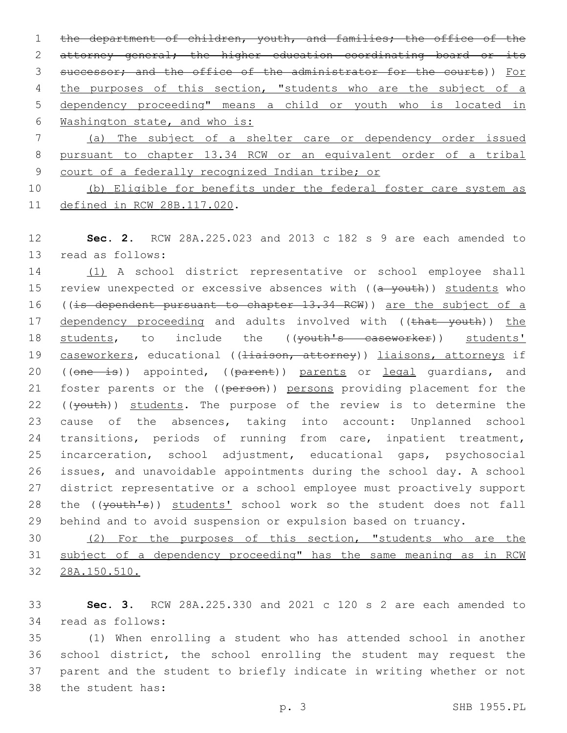the department of children, youth, and families; the office of the attorney general; the higher education coordinating board or its successor; and the office of the administrator for the courts)) For the purposes of this section, "students who are the subject of a dependency proceeding" means a child or youth who is located in Washington state, and who is:

(a) The subject of a shelter care or dependency order issued pursuant to chapter 13.34 RCW or an equivalent order of a tribal court of a federally recognized Indian tribe; or

(b) Eligible for benefits under the federal foster care system as defined in RCW 28B.117.020.

**Sec. 2.** RCW 28A.225.023 and 2013 c 182 s 9 are each amended to read as follows:

(1) A school district representative or school employee shall review unexpected or excessive absences with ((a youth)) students who ((is dependent pursuant to chapter 13.34 RCW)) are the subject of a dependency proceeding and adults involved with ((that youth)) the students, to include the ((youth's caseworker)) students' caseworkers, educational ((liaison, attorney)) liaisons, attorneys if ((one is)) appointed, ((parent)) parents or legal guardians, and foster parents or the ((person)) persons providing placement for the ((youth)) students. The purpose of the review is to determine the cause of the absences, taking into account: Unplanned school transitions, periods of running from care, inpatient treatment, incarceration, school adjustment, educational gaps, psychosocial issues, and unavoidable appointments during the school day. A school district representative or a school employee must proactively support the ((youth's)) students' school work so the student does not fall behind and to avoid suspension or expulsion based on truancy.

(2) For the purposes of this section, "students who are the subject of a dependency proceeding" has the same meaning as in RCW 28A.150.510.

**Sec. 3.** RCW 28A.225.330 and 2021 c 120 s 2 are each amended to read as follows:

(1) When enrolling a student who has attended school in another school district, the school enrolling the student may request the parent and the student to briefly indicate in writing whether or not the student has: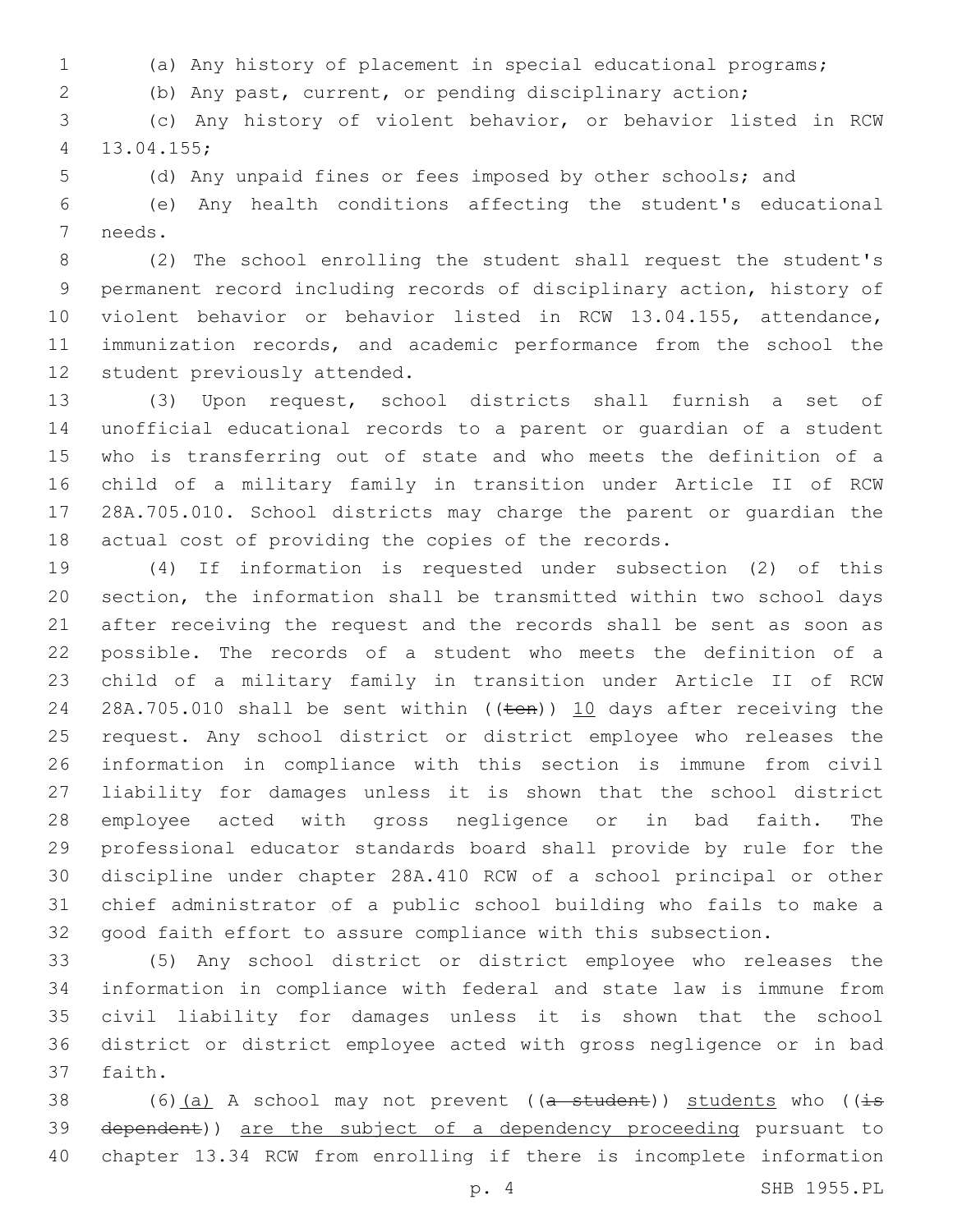(a) Any history of placement in special educational programs;

(b) Any past, current, or pending disciplinary action;

(c) Any history of violent behavior, or behavior listed in RCW 13.04.155;

(d) Any unpaid fines or fees imposed by other schools; and

(e) Any health conditions affecting the student's educational needs.

(2) The school enrolling the student shall request the student's permanent record including records of disciplinary action, history of violent behavior or behavior listed in RCW 13.04.155, attendance, immunization records, and academic performance from the school the student previously attended.

(3) Upon request, school districts shall furnish a set of unofficial educational records to a parent or guardian of a student who is transferring out of state and who meets the definition of a child of a military family in transition under Article II of RCW 28A.705.010. School districts may charge the parent or guardian the actual cost of providing the copies of the records.

(4) If information is requested under subsection (2) of this section, the information shall be transmitted within two school days after receiving the request and the records shall be sent as soon as possible. The records of a student who meets the definition of a child of a military family in transition under Article II of RCW 28A.705.010 shall be sent within ((~~ten~~)) <u>10</u> days after receiving the request. Any school district or district employee who releases the information in compliance with this section is immune from civil liability for damages unless it is shown that the school district employee acted with gross negligence or in bad faith. The professional educator standards board shall provide by rule for the discipline under chapter 28A.410 RCW of a school principal or other chief administrator of a public school building who fails to make a good faith effort to assure compliance with this subsection.

(5) Any school district or district employee who releases the information in compliance with federal and state law is immune from civil liability for damages unless it is shown that the school district or district employee acted with gross negligence or in bad faith.

(6)<u>(a)</u> A school may not prevent ((~~a student~~)) <u>students</u> who ((~~is dependent~~)) <u>are the subject of a dependency proceeding</u> pursuant to chapter 13.34 RCW from enrolling if there is incomplete information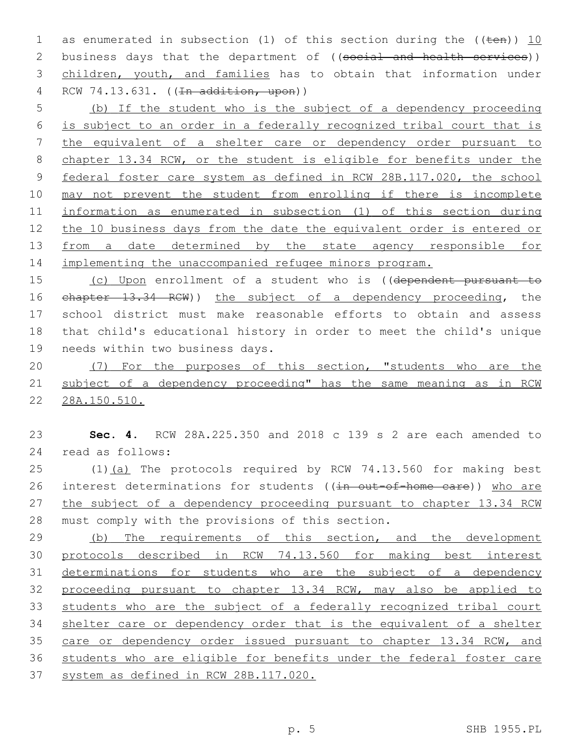as enumerated in subsection (1) of this section during the ((ten)) 10 business days that the department of ((social and health services)) children, youth, and families has to obtain that information under RCW 74.13.631. ((In addition, upon))

(b) If the student who is the subject of a dependency proceeding is subject to an order in a federally recognized tribal court that is the equivalent of a shelter care or dependency order pursuant to chapter 13.34 RCW, or the student is eligible for benefits under the federal foster care system as defined in RCW 28B.117.020, the school may not prevent the student from enrolling if there is incomplete information as enumerated in subsection (1) of this section during the 10 business days from the date the equivalent order is entered or from a date determined by the state agency responsible for implementing the unaccompanied refugee minors program.

(c) Upon enrollment of a student who is ((dependent pursuant to chapter 13.34 RCW)) the subject of a dependency proceeding, the school district must make reasonable efforts to obtain and assess that child's educational history in order to meet the child's unique needs within two business days.

(7) For the purposes of this section, "students who are the subject of a dependency proceeding" has the same meaning as in RCW 28A.150.510.

**Sec. 4.** RCW 28A.225.350 and 2018 c 139 s 2 are each amended to read as follows:

(1)(a) The protocols required by RCW 74.13.560 for making best interest determinations for students ((in out-of-home care)) who are the subject of a dependency proceeding pursuant to chapter 13.34 RCW must comply with the provisions of this section.

(b) The requirements of this section, and the development protocols described in RCW 74.13.560 for making best interest determinations for students who are the subject of a dependency proceeding pursuant to chapter 13.34 RCW, may also be applied to students who are the subject of a federally recognized tribal court shelter care or dependency order that is the equivalent of a shelter care or dependency order issued pursuant to chapter 13.34 RCW, and students who are eligible for benefits under the federal foster care system as defined in RCW 28B.117.020.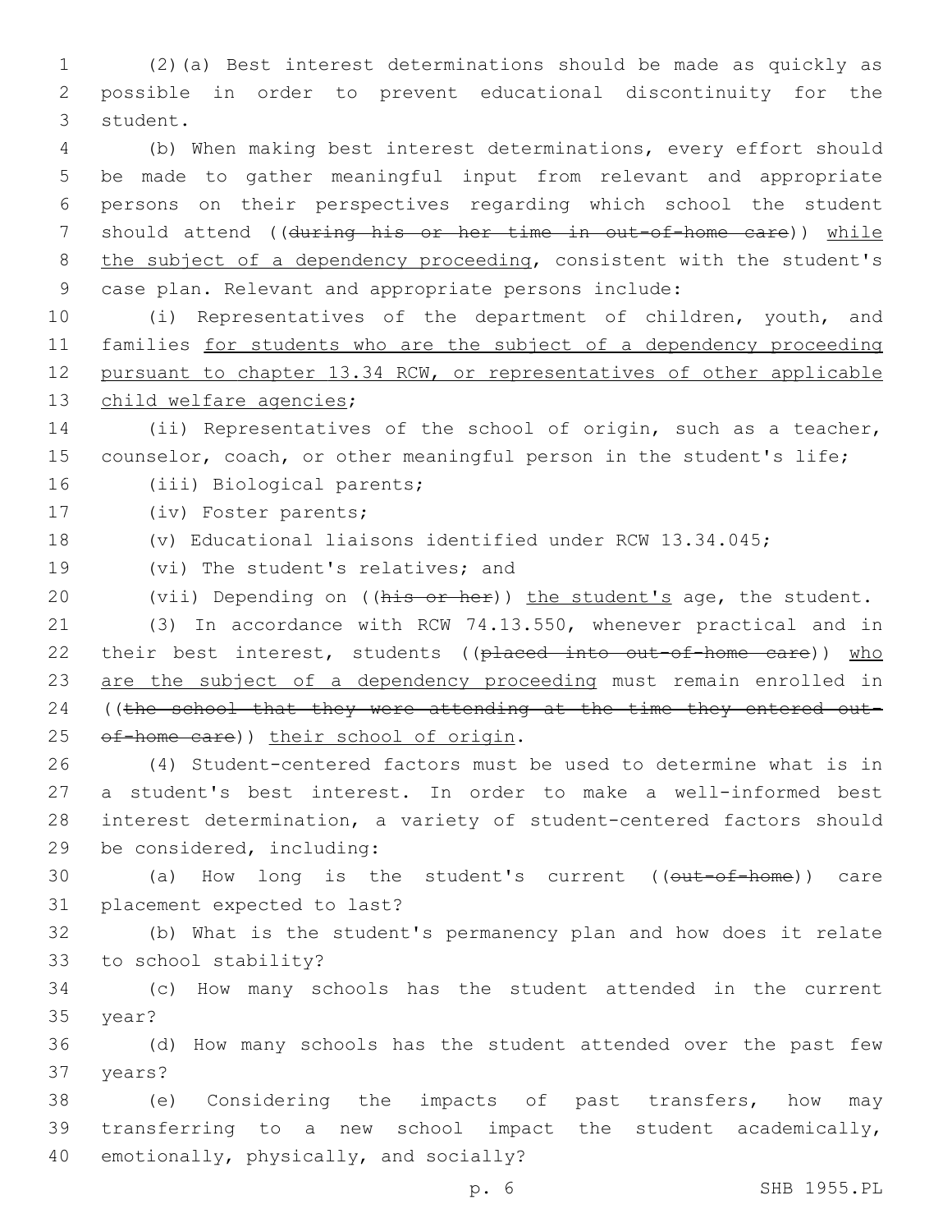(2)(a) Best interest determinations should be made as quickly as possible in order to prevent educational discontinuity for the student.

(b) When making best interest determinations, every effort should be made to gather meaningful input from relevant and appropriate persons on their perspectives regarding which school the student should attend ((~~during his or her time in out-of-home care~~)) while the subject of a dependency proceeding, consistent with the student's case plan. Relevant and appropriate persons include:

(i) Representatives of the department of children, youth, and families for students who are the subject of a dependency proceeding pursuant to chapter 13.34 RCW, or representatives of other applicable child welfare agencies;

(ii) Representatives of the school of origin, such as a teacher, counselor, coach, or other meaningful person in the student's life;

(iii) Biological parents;

(iv) Foster parents;

(v) Educational liaisons identified under RCW 13.34.045;

(vi) The student's relatives; and

(vii) Depending on ((~~his or her~~)) the student's age, the student.

(3) In accordance with RCW 74.13.550, whenever practical and in their best interest, students ((~~placed into out-of-home care~~)) who are the subject of a dependency proceeding must remain enrolled in ((~~the school that they were attending at the time they entered out-of-home care~~)) their school of origin.

(4) Student-centered factors must be used to determine what is in a student's best interest. In order to make a well-informed best interest determination, a variety of student-centered factors should be considered, including:

(a) How long is the student's current ((~~out-of-home~~)) care placement expected to last?

(b) What is the student's permanency plan and how does it relate to school stability?

(c) How many schools has the student attended in the current year?

(d) How many schools has the student attended over the past few years?

(e) Considering the impacts of past transfers, how may transferring to a new school impact the student academically, emotionally, physically, and socially?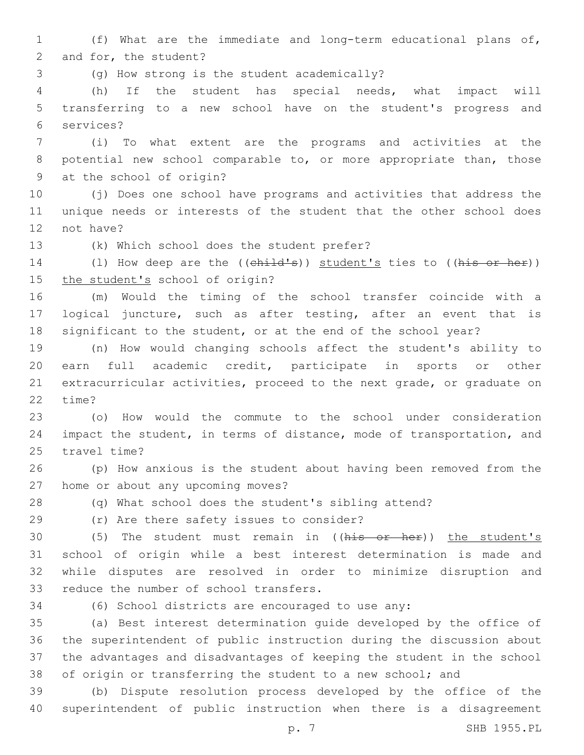(f) What are the immediate and long-term educational plans of, and for, the student?

(g) How strong is the student academically?

(h) If the student has special needs, what impact will transferring to a new school have on the student's progress and services?

(i) To what extent are the programs and activities at the potential new school comparable to, or more appropriate than, those at the school of origin?

(j) Does one school have programs and activities that address the unique needs or interests of the student that the other school does not have?

(k) Which school does the student prefer?

(l) How deep are the ((~~child's~~)) student's ties to ((~~his or her~~)) the student's school of origin?

(m) Would the timing of the school transfer coincide with a logical juncture, such as after testing, after an event that is significant to the student, or at the end of the school year?

(n) How would changing schools affect the student's ability to earn full academic credit, participate in sports or other extracurricular activities, proceed to the next grade, or graduate on time?

(o) How would the commute to the school under consideration impact the student, in terms of distance, mode of transportation, and travel time?

(p) How anxious is the student about having been removed from the home or about any upcoming moves?

(q) What school does the student's sibling attend?

(r) Are there safety issues to consider?

(5) The student must remain in ((~~his or her~~)) the student's school of origin while a best interest determination is made and while disputes are resolved in order to minimize disruption and reduce the number of school transfers.

(6) School districts are encouraged to use any:

(a) Best interest determination guide developed by the office of the superintendent of public instruction during the discussion about the advantages and disadvantages of keeping the student in the school of origin or transferring the student to a new school; and

(b) Dispute resolution process developed by the office of the superintendent of public instruction when there is a disagreement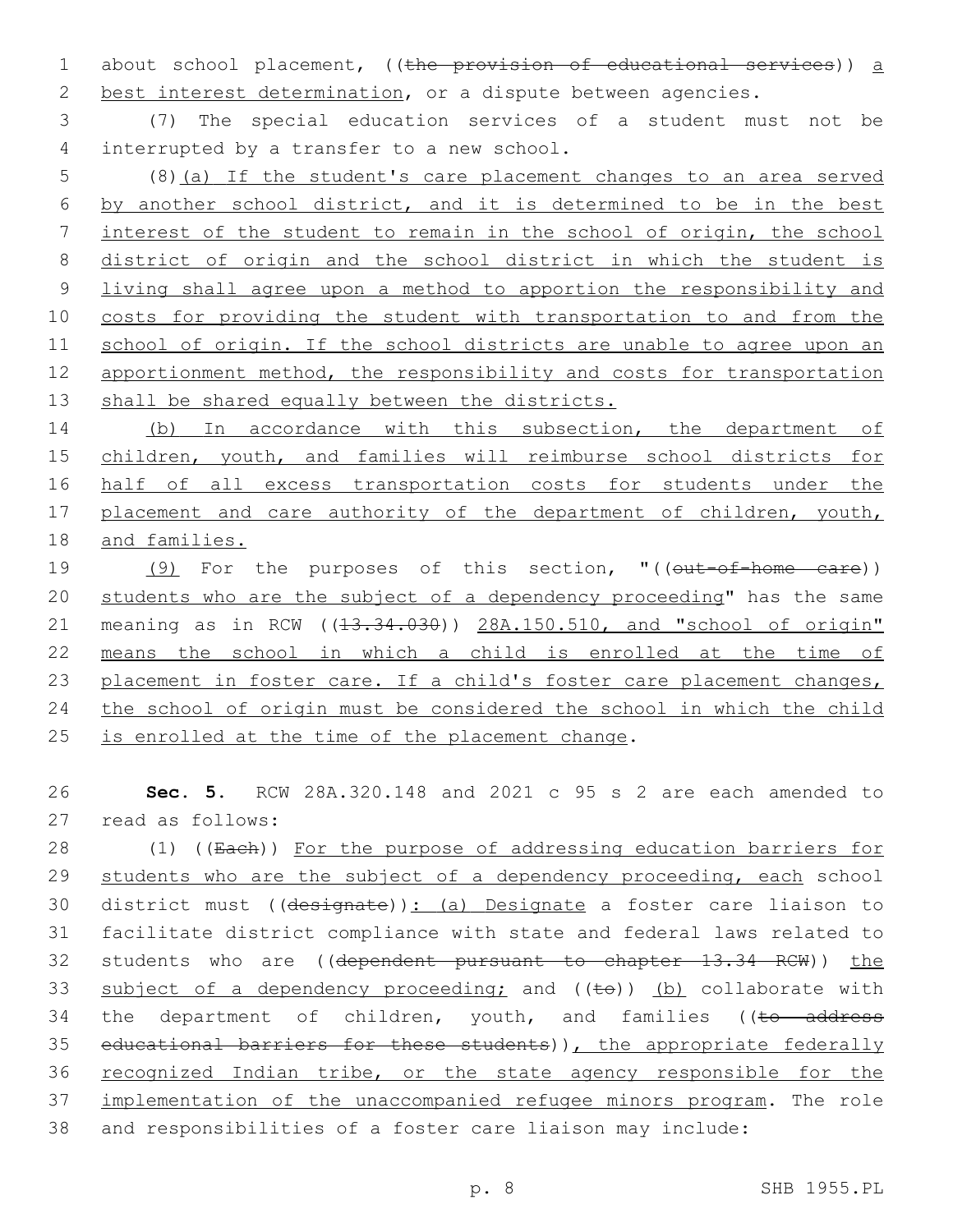about school placement, ((~~the provision of educational services~~)) a best interest determination, or a dispute between agencies.

(7) The special education services of a student must not be interrupted by a transfer to a new school.

(8)(a) If the student's care placement changes to an area served by another school district, and it is determined to be in the best interest of the student to remain in the school of origin, the school district of origin and the school district in which the student is living shall agree upon a method to apportion the responsibility and costs for providing the student with transportation to and from the school of origin. If the school districts are unable to agree upon an apportionment method, the responsibility and costs for transportation shall be shared equally between the districts.

(b) In accordance with this subsection, the department of children, youth, and families will reimburse school districts for half of all excess transportation costs for students under the placement and care authority of the department of children, youth, and families.

(9) For the purposes of this section, "((~~out-of-home care~~)) students who are the subject of a dependency proceeding" has the same meaning as in RCW ((~~13.34.030~~)) 28A.150.510, and "school of origin" means the school in which a child is enrolled at the time of placement in foster care. If a child's foster care placement changes, the school of origin must be considered the school in which the child is enrolled at the time of the placement change.

**Sec. 5.** RCW 28A.320.148 and 2021 c 95 s 2 are each amended to read as follows:

(1) ((~~Each~~)) For the purpose of addressing education barriers for students who are the subject of a dependency proceeding, each school district must ((~~designate~~)): (a) Designate a foster care liaison to facilitate district compliance with state and federal laws related to students who are ((~~dependent pursuant to chapter 13.34 RCW~~)) the subject of a dependency proceeding; and ((~~to~~)) (b) collaborate with the department of children, youth, and families ((~~to address educational barriers for these students~~)), the appropriate federally recognized Indian tribe, or the state agency responsible for the implementation of the unaccompanied refugee minors program. The role and responsibilities of a foster care liaison may include: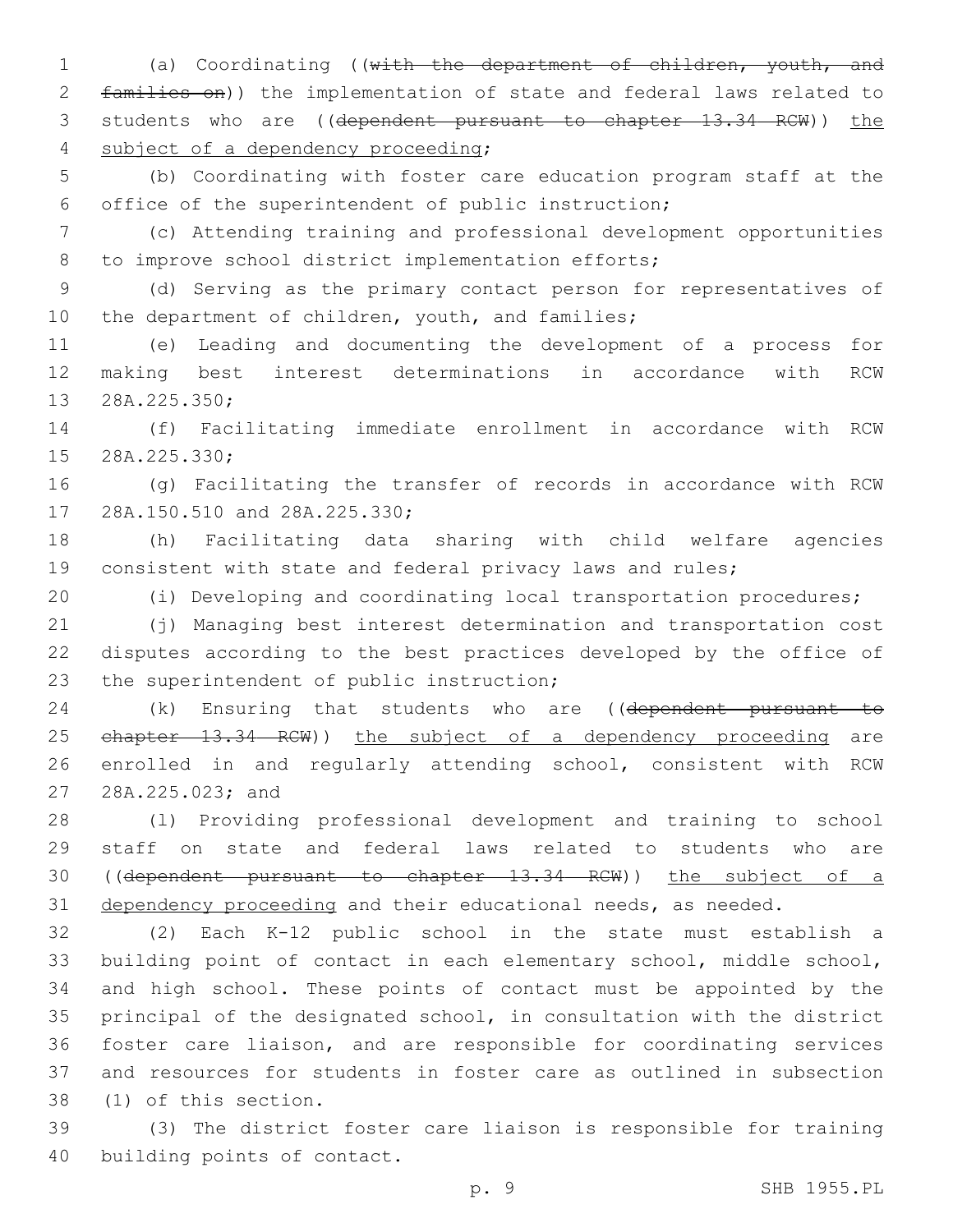(a) Coordinating ((~~with the department of children, youth, and families on~~)) the implementation of state and federal laws related to students who are ((~~dependent pursuant to chapter 13.34 RCW~~)) <u>the subject of a dependency proceeding</u>;

(b) Coordinating with foster care education program staff at the office of the superintendent of public instruction;

(c) Attending training and professional development opportunities to improve school district implementation efforts;

(d) Serving as the primary contact person for representatives of the department of children, youth, and families;

(e) Leading and documenting the development of a process for making best interest determinations in accordance with RCW 28A.225.350;

(f) Facilitating immediate enrollment in accordance with RCW 28A.225.330;

(g) Facilitating the transfer of records in accordance with RCW 28A.150.510 and 28A.225.330;

(h) Facilitating data sharing with child welfare agencies consistent with state and federal privacy laws and rules;

(i) Developing and coordinating local transportation procedures;

(j) Managing best interest determination and transportation cost disputes according to the best practices developed by the office of the superintendent of public instruction;

(k) Ensuring that students who are ((~~dependent pursuant to chapter 13.34 RCW~~)) <u>the subject of a dependency proceeding</u> are enrolled in and regularly attending school, consistent with RCW 28A.225.023; and

(l) Providing professional development and training to school staff on state and federal laws related to students who are ((~~dependent pursuant to chapter 13.34 RCW~~)) <u>the subject of a dependency proceeding</u> and their educational needs, as needed.

(2) Each K-12 public school in the state must establish a building point of contact in each elementary school, middle school, and high school. These points of contact must be appointed by the principal of the designated school, in consultation with the district foster care liaison, and are responsible for coordinating services and resources for students in foster care as outlined in subsection (1) of this section.

(3) The district foster care liaison is responsible for training building points of contact.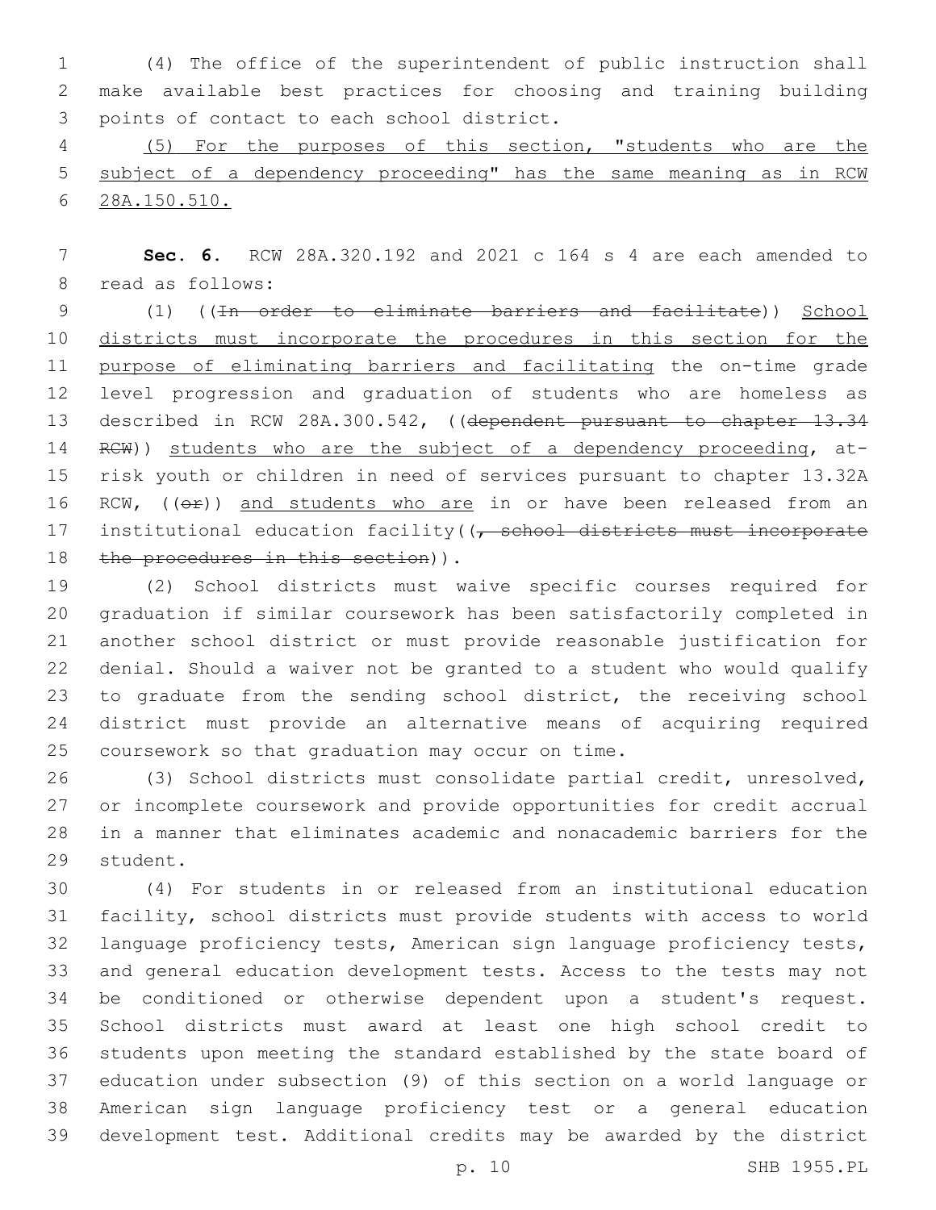(4) The office of the superintendent of public instruction shall make available best practices for choosing and training building points of contact to each school district.

<u>(5) For the purposes of this section, "students who are the subject of a dependency proceeding" has the same meaning as in RCW 28A.150.510.</u>

**Sec. 6.** RCW 28A.320.192 and 2021 c 164 s 4 are each amended to read as follows:

(1) ((~~In order to eliminate barriers and facilitate~~)) <u>School districts must incorporate the procedures in this section for the purpose of eliminating barriers and facilitating</u> the on-time grade level progression and graduation of students who are homeless as described in RCW 28A.300.542, ((~~dependent pursuant to chapter 13.34 RCW~~)) <u>students who are the subject of a dependency proceeding</u>, at-risk youth or children in need of services pursuant to chapter 13.32A RCW, ((~~or~~)) <u>and students who are</u> in or have been released from an institutional education facility((~~, school districts must incorporate the procedures in this section~~)).

(2) School districts must waive specific courses required for graduation if similar coursework has been satisfactorily completed in another school district or must provide reasonable justification for denial. Should a waiver not be granted to a student who would qualify to graduate from the sending school district, the receiving school district must provide an alternative means of acquiring required coursework so that graduation may occur on time.

(3) School districts must consolidate partial credit, unresolved, or incomplete coursework and provide opportunities for credit accrual in a manner that eliminates academic and nonacademic barriers for the student.

(4) For students in or released from an institutional education facility, school districts must provide students with access to world language proficiency tests, American sign language proficiency tests, and general education development tests. Access to the tests may not be conditioned or otherwise dependent upon a student's request. School districts must award at least one high school credit to students upon meeting the standard established by the state board of education under subsection (9) of this section on a world language or American sign language proficiency test or a general education development test. Additional credits may be awarded by the district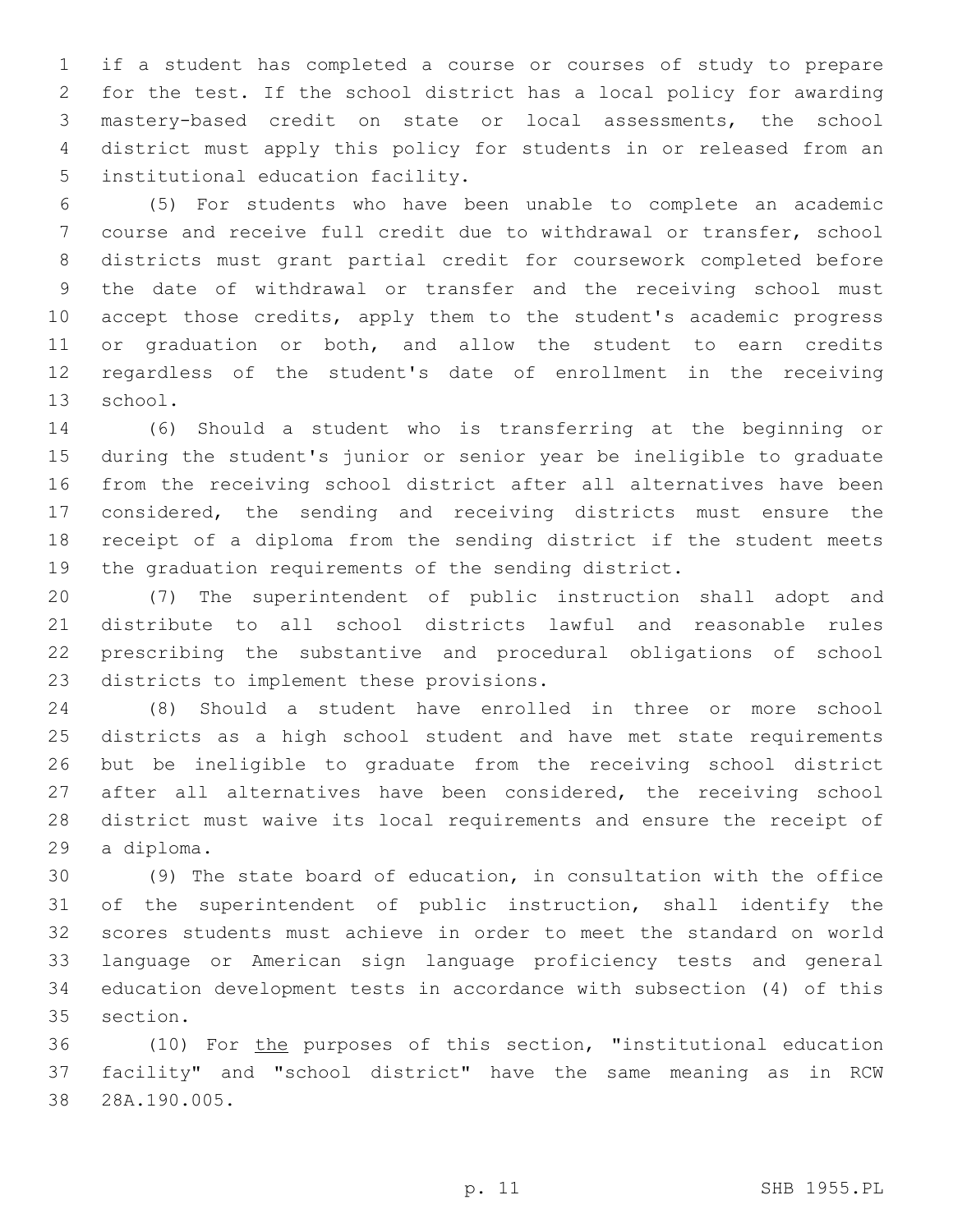if a student has completed a course or courses of study to prepare for the test. If the school district has a local policy for awarding mastery-based credit on state or local assessments, the school district must apply this policy for students in or released from an institutional education facility.

(5) For students who have been unable to complete an academic course and receive full credit due to withdrawal or transfer, school districts must grant partial credit for coursework completed before the date of withdrawal or transfer and the receiving school must accept those credits, apply them to the student's academic progress or graduation or both, and allow the student to earn credits regardless of the student's date of enrollment in the receiving school.

(6) Should a student who is transferring at the beginning or during the student's junior or senior year be ineligible to graduate from the receiving school district after all alternatives have been considered, the sending and receiving districts must ensure the receipt of a diploma from the sending district if the student meets the graduation requirements of the sending district.

(7) The superintendent of public instruction shall adopt and distribute to all school districts lawful and reasonable rules prescribing the substantive and procedural obligations of school districts to implement these provisions.

(8) Should a student have enrolled in three or more school districts as a high school student and have met state requirements but be ineligible to graduate from the receiving school district after all alternatives have been considered, the receiving school district must waive its local requirements and ensure the receipt of a diploma.

(9) The state board of education, in consultation with the office of the superintendent of public instruction, shall identify the scores students must achieve in order to meet the standard on world language or American sign language proficiency tests and general education development tests in accordance with subsection (4) of this section.

(10) For the purposes of this section, "institutional education facility" and "school district" have the same meaning as in RCW 28A.190.005.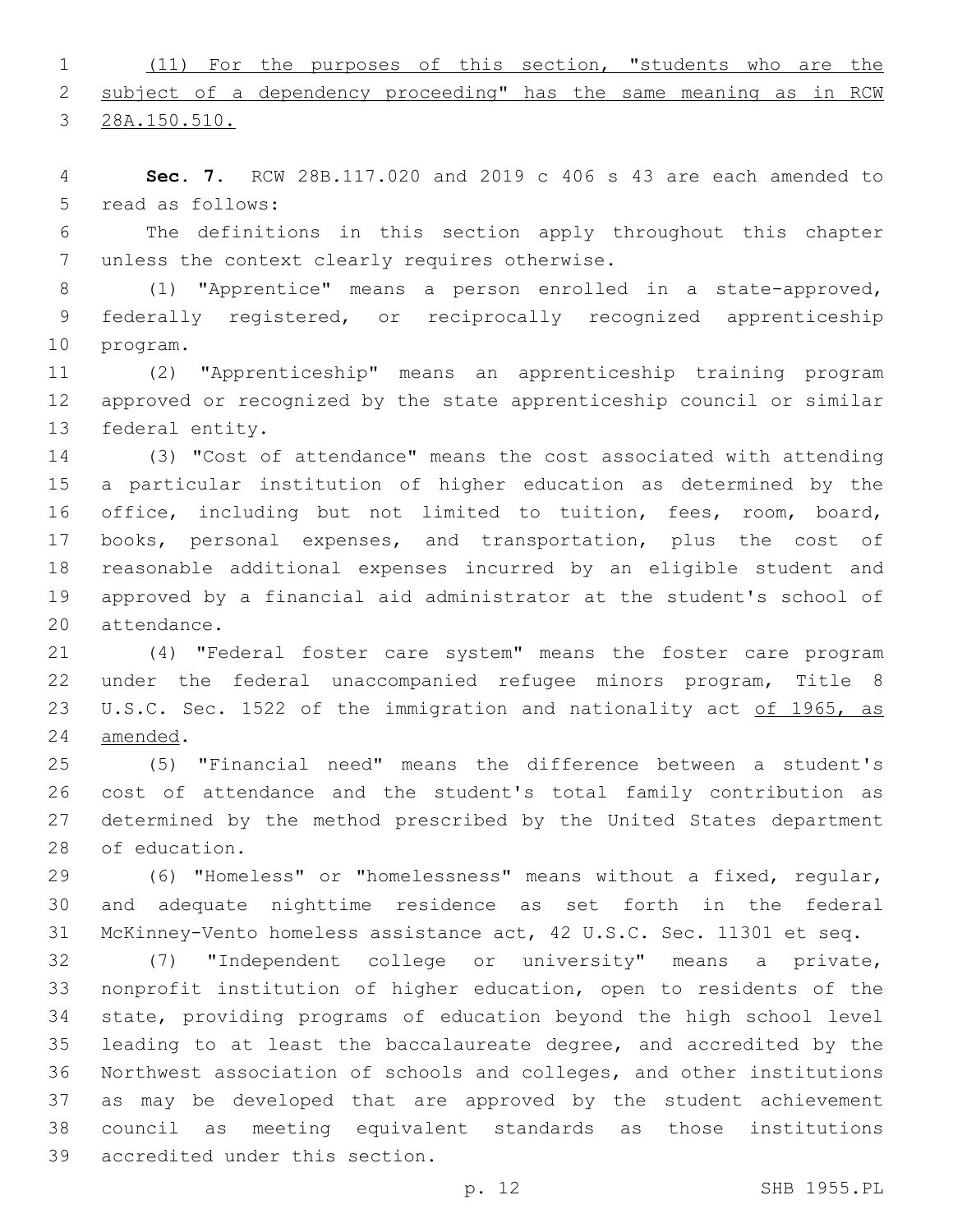(11) For the purposes of this section, "students who are the subject of a dependency proceeding" has the same meaning as in RCW 28A.150.510.

**Sec. 7.** RCW 28B.117.020 and 2019 c 406 s 43 are each amended to read as follows:

The definitions in this section apply throughout this chapter unless the context clearly requires otherwise.

(1) "Apprentice" means a person enrolled in a state-approved, federally registered, or reciprocally recognized apprenticeship program.

(2) "Apprenticeship" means an apprenticeship training program approved or recognized by the state apprenticeship council or similar federal entity.

(3) "Cost of attendance" means the cost associated with attending a particular institution of higher education as determined by the office, including but not limited to tuition, fees, room, board, books, personal expenses, and transportation, plus the cost of reasonable additional expenses incurred by an eligible student and approved by a financial aid administrator at the student's school of attendance.

(4) "Federal foster care system" means the foster care program under the federal unaccompanied refugee minors program, Title 8 U.S.C. Sec. 1522 of the immigration and nationality act of 1965, as amended.

(5) "Financial need" means the difference between a student's cost of attendance and the student's total family contribution as determined by the method prescribed by the United States department of education.

(6) "Homeless" or "homelessness" means without a fixed, regular, and adequate nighttime residence as set forth in the federal McKinney-Vento homeless assistance act, 42 U.S.C. Sec. 11301 et seq.

(7) "Independent college or university" means a private, nonprofit institution of higher education, open to residents of the state, providing programs of education beyond the high school level leading to at least the baccalaureate degree, and accredited by the Northwest association of schools and colleges, and other institutions as may be developed that are approved by the student achievement council as meeting equivalent standards as those institutions accredited under this section.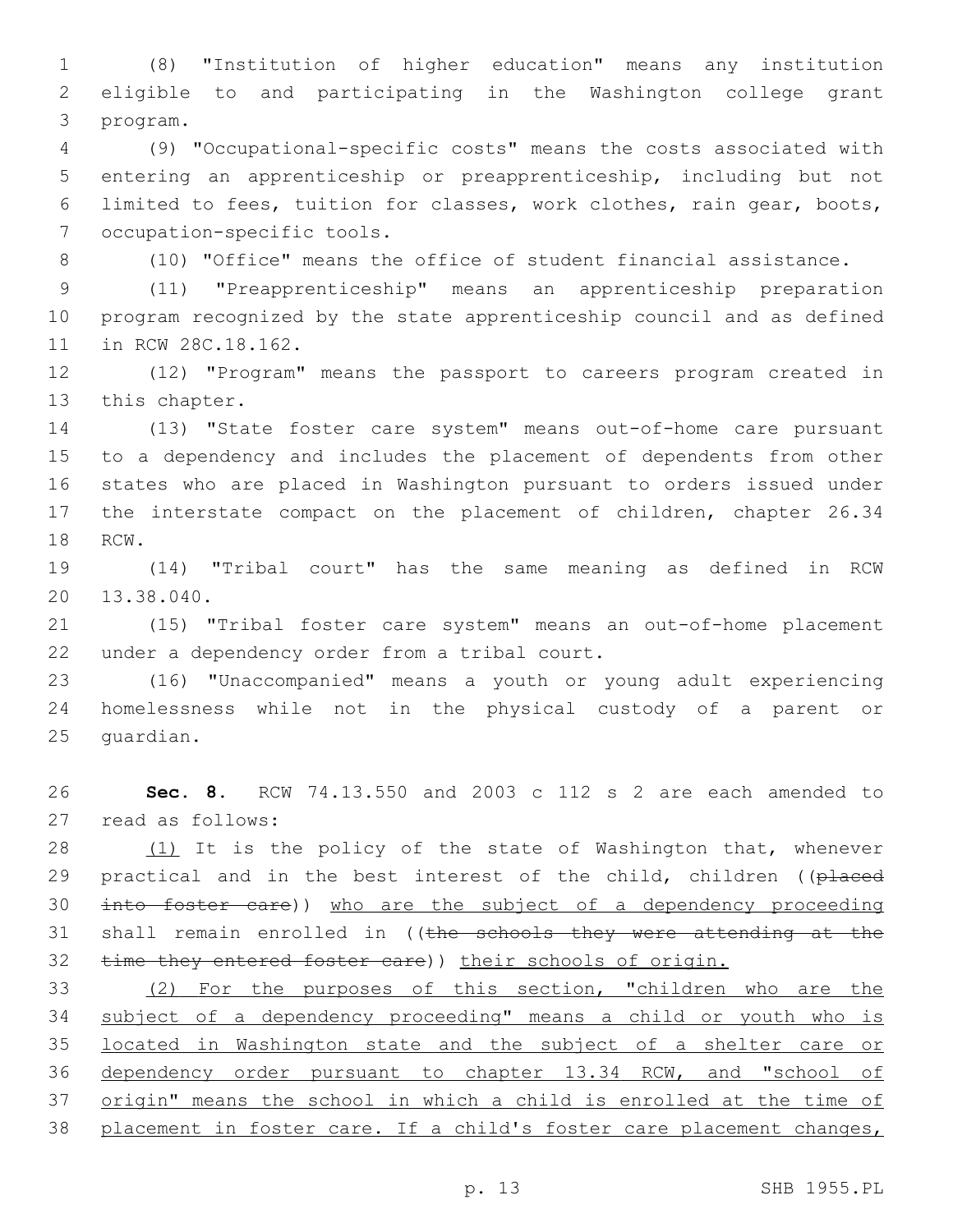(8) "Institution of higher education" means any institution eligible to and participating in the Washington college grant program.

(9) "Occupational-specific costs" means the costs associated with entering an apprenticeship or preapprenticeship, including but not limited to fees, tuition for classes, work clothes, rain gear, boots, occupation-specific tools.

(10) "Office" means the office of student financial assistance.

(11) "Preapprenticeship" means an apprenticeship preparation program recognized by the state apprenticeship council and as defined in RCW 28C.18.162.

(12) "Program" means the passport to careers program created in this chapter.

(13) "State foster care system" means out-of-home care pursuant to a dependency and includes the placement of dependents from other states who are placed in Washington pursuant to orders issued under the interstate compact on the placement of children, chapter 26.34 RCW.

(14) "Tribal court" has the same meaning as defined in RCW 13.38.040.

(15) "Tribal foster care system" means an out-of-home placement under a dependency order from a tribal court.

(16) "Unaccompanied" means a youth or young adult experiencing homelessness while not in the physical custody of a parent or guardian.

**Sec. 8.** RCW 74.13.550 and 2003 c 112 s 2 are each amended to read as follows:

(1) It is the policy of the state of Washington that, whenever practical and in the best interest of the child, children ((~~placed into foster care~~)) who are the subject of a dependency proceeding shall remain enrolled in ((~~the schools they were attending at the time they entered foster care~~)) their schools of origin.

(2) For the purposes of this section, "children who are the subject of a dependency proceeding" means a child or youth who is located in Washington state and the subject of a shelter care or dependency order pursuant to chapter 13.34 RCW, and "school of origin" means the school in which a child is enrolled at the time of placement in foster care. If a child's foster care placement changes,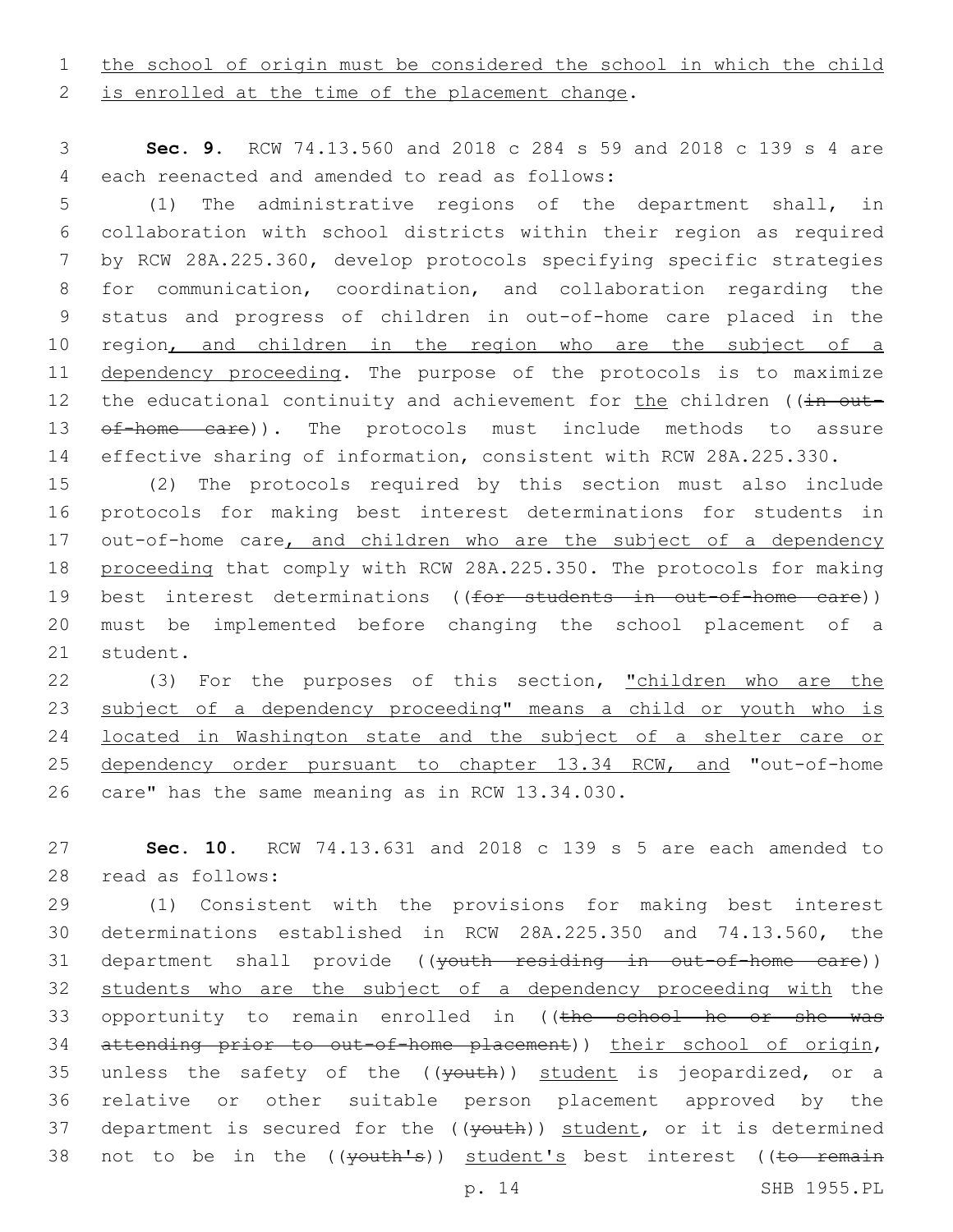the school of origin must be considered the school in which the child is enrolled at the time of the placement change.

**Sec. 9.** RCW 74.13.560 and 2018 c 284 s 59 and 2018 c 139 s 4 are each reenacted and amended to read as follows:

(1) The administrative regions of the department shall, in collaboration with school districts within their region as required by RCW 28A.225.360, develop protocols specifying specific strategies for communication, coordination, and collaboration regarding the status and progress of children in out-of-home care placed in the region, and children in the region who are the subject of a dependency proceeding. The purpose of the protocols is to maximize the educational continuity and achievement for the children ((~~in out-of-home care~~)). The protocols must include methods to assure effective sharing of information, consistent with RCW 28A.225.330.

(2) The protocols required by this section must also include protocols for making best interest determinations for students in out-of-home care, and children who are the subject of a dependency proceeding that comply with RCW 28A.225.350. The protocols for making best interest determinations ((~~for students in out-of-home care~~)) must be implemented before changing the school placement of a student.

(3) For the purposes of this section, "children who are the subject of a dependency proceeding" means a child or youth who is located in Washington state and the subject of a shelter care or dependency order pursuant to chapter 13.34 RCW, and "out-of-home care" has the same meaning as in RCW 13.34.030.

**Sec. 10.** RCW 74.13.631 and 2018 c 139 s 5 are each amended to read as follows:

(1) Consistent with the provisions for making best interest determinations established in RCW 28A.225.350 and 74.13.560, the department shall provide ((~~youth residing in out-of-home care~~)) students who are the subject of a dependency proceeding with the opportunity to remain enrolled in ((~~the school he or she was attending prior to out-of-home placement~~)) their school of origin, unless the safety of the ((~~youth~~)) student is jeopardized, or a relative or other suitable person placement approved by the department is secured for the ((~~youth~~)) student, or it is determined not to be in the ((~~youth's~~)) student's best interest ((~~to remain~~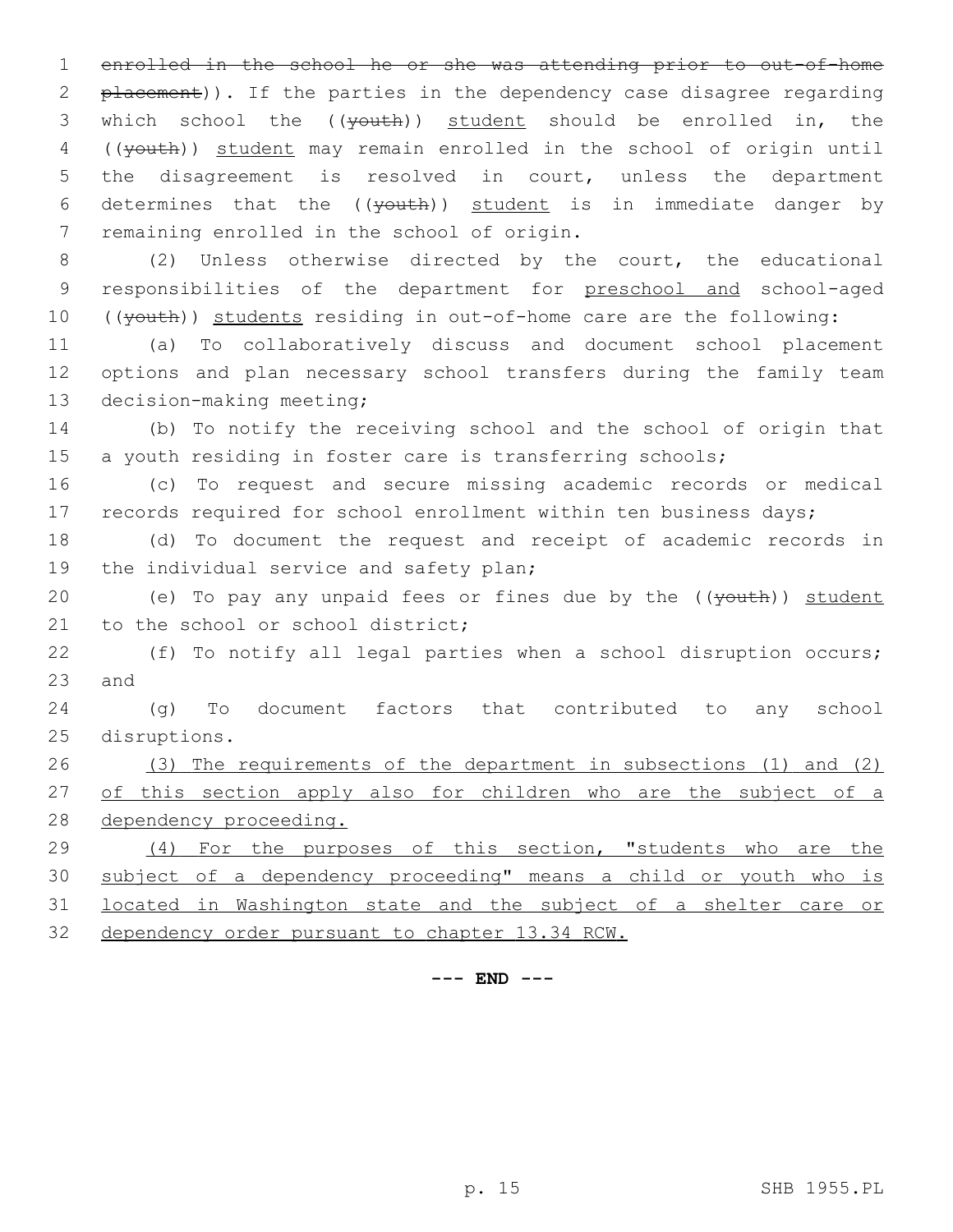~~enrolled in the school he or she was attending prior to out-of-home placement~~)). If the parties in the dependency case disagree regarding which school the ((~~youth~~)) student should be enrolled in, the ((~~youth~~)) student may remain enrolled in the school of origin until the disagreement is resolved in court, unless the department determines that the ((~~youth~~)) student is in immediate danger by remaining enrolled in the school of origin.

(2) Unless otherwise directed by the court, the educational responsibilities of the department for preschool and school-aged ((~~youth~~)) students residing in out-of-home care are the following:

(a) To collaboratively discuss and document school placement options and plan necessary school transfers during the family team decision-making meeting;

(b) To notify the receiving school and the school of origin that a youth residing in foster care is transferring schools;

(c) To request and secure missing academic records or medical records required for school enrollment within ten business days;

(d) To document the request and receipt of academic records in the individual service and safety plan;

(e) To pay any unpaid fees or fines due by the ((~~youth~~)) student to the school or school district;

(f) To notify all legal parties when a school disruption occurs; and

(g) To document factors that contributed to any school disruptions.

(3) The requirements of the department in subsections (1) and (2) of this section apply also for children who are the subject of a dependency proceeding.

(4) For the purposes of this section, "students who are the subject of a dependency proceeding" means a child or youth who is located in Washington state and the subject of a shelter care or dependency order pursuant to chapter 13.34 RCW.

**--- END ---**